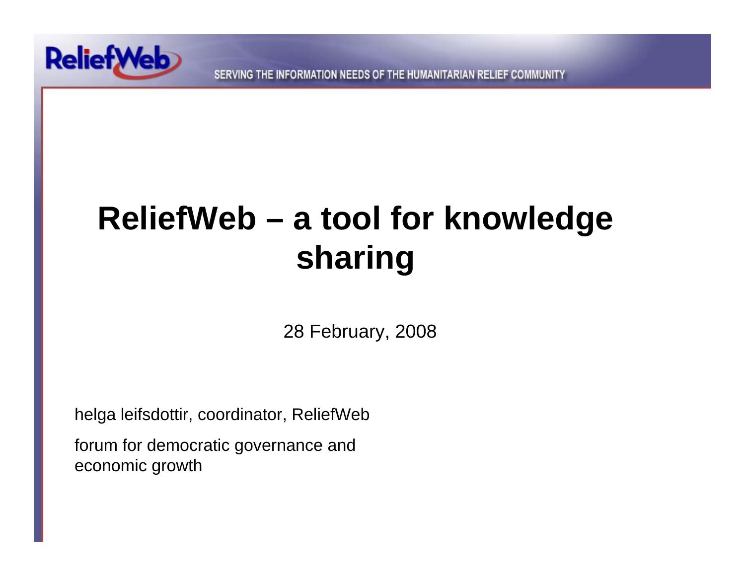# ReliefWeb – a tool for knowledge sharing

28 February, 2008

helga leifsdottir, coordinator, ReliefWeb

forum for democratic governance and economic growth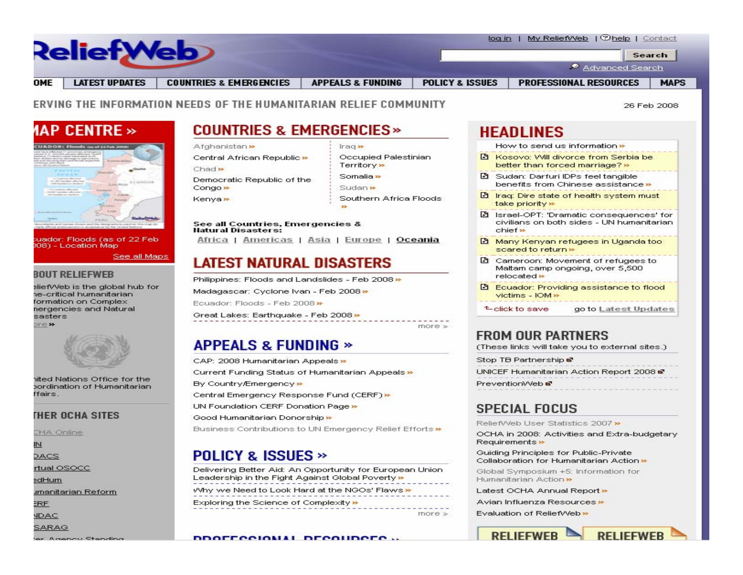ReliefWeb

log in | My ReliefWeb | help | Contact

Search

Advanced Search

OME | LATEST UPDATES | COUNTRIES & EMERGENCIES | APPEALS & FUNDING | POLICY & ISSUES | PROFESSIONAL RESOURCES | MAPS

ERVING THE INFORMATION NEEDS OF THE HUMANITARIAN RELIEF COMMUNITY

26 Feb 2008

## MAP CENTRE »

cuador: Floods (as of 22 Feb 008) - Location Map

See all Maps

### BOUT RELIEFWEB

eliefWeb is the global hub for he-critical humanitarian formation on Complex mergencies and Natural sasters

ore »

nited Nations Office for the oordination of Humanitarian ffairs.

### THER OCHA SITES

- CHA Online
- IN
- DACS
- rtual OSOCC
- edHum
- umanitarian Reform
- ERF
- NDAC
- SARAG

## COUNTRIES & EMERGENCIES »

- Afghanistan »
- Central African Republic »
- Chad »
- Democratic Republic of the Congo »
- Kenya »
- Iraq »
- Occupied Palestinian Territory »
- Somalia »
- Sudan »
- Southern Africa Floods

**See all Countries, Emergencies & Natural Disasters:**

Africa | Americas | Asia | Europe | Oceania

## LATEST NATURAL DISASTERS

- Philippines: Floods and Landslides - Feb 2008 »
- Madagascar: Cyclone Ivan - Feb 2008 »
- Ecuador: Floods - Feb 2008 »
- Great Lakes: Earthquake - Feb 2008 »

more »

## APPEALS & FUNDING »

- CAP: 2008 Humanitarian Appeals »
- Current Funding Status of Humanitarian Appeals »
- By Country/Emergency »
- Central Emergency Response Fund (CERF) »
- UN Foundation CERF Donation Page »
- Good Humanitarian Donorship »
- Business Contributions to UN Emergency Relief Efforts »

## POLICY & ISSUES »

- Delivering Better Aid: An Opportunity for European Union Leadership in the Fight Against Global Poverty »
- Why we Need to Look Hard at the NGOs' Flaws »
- Exploring the Science of Complexity »

more »

## HEADLINES

- How to send us information »
- Kosovo: Will divorce from Serbia be better than forced marriage? »
- Sudan: Darfuri IDPs feel tangible benefits from Chinese assistance »
- Iraq: Dire state of health system must take priority »
- Israel-OPT: 'Dramatic consequences' for civilians on both sides - UN humanitarian chief »
- Many Kenyan refugees in Uganda too scared to return »
- Cameroon: Movement of refugees to Maltam camp ongoing, over 5,500 relocated »
- Ecuador: Providing assistance to flood victims - IOM »

click to save | go to Latest Updates

## FROM OUR PARTNERS

(These links will take you to external sites.)

- Stop TB Partnership
- UNICEF Humanitarian Action Report 2008
- PreventionWeb

## SPECIAL FOCUS

- ReliefWeb User Statistics 2007 »
- OCHA in 2008: Activities and Extra-budgetary Requirements »
- Guiding Principles for Public-Private Collaboration for Humanitarian Action »
- Global Symposium +5: Information for Humanitarian Action »
- Latest OCHA Annual Report »
- Avian Influenza Resources »
- Evaluation of ReliefWeb »

RELIEFWEB | RELIEFWEB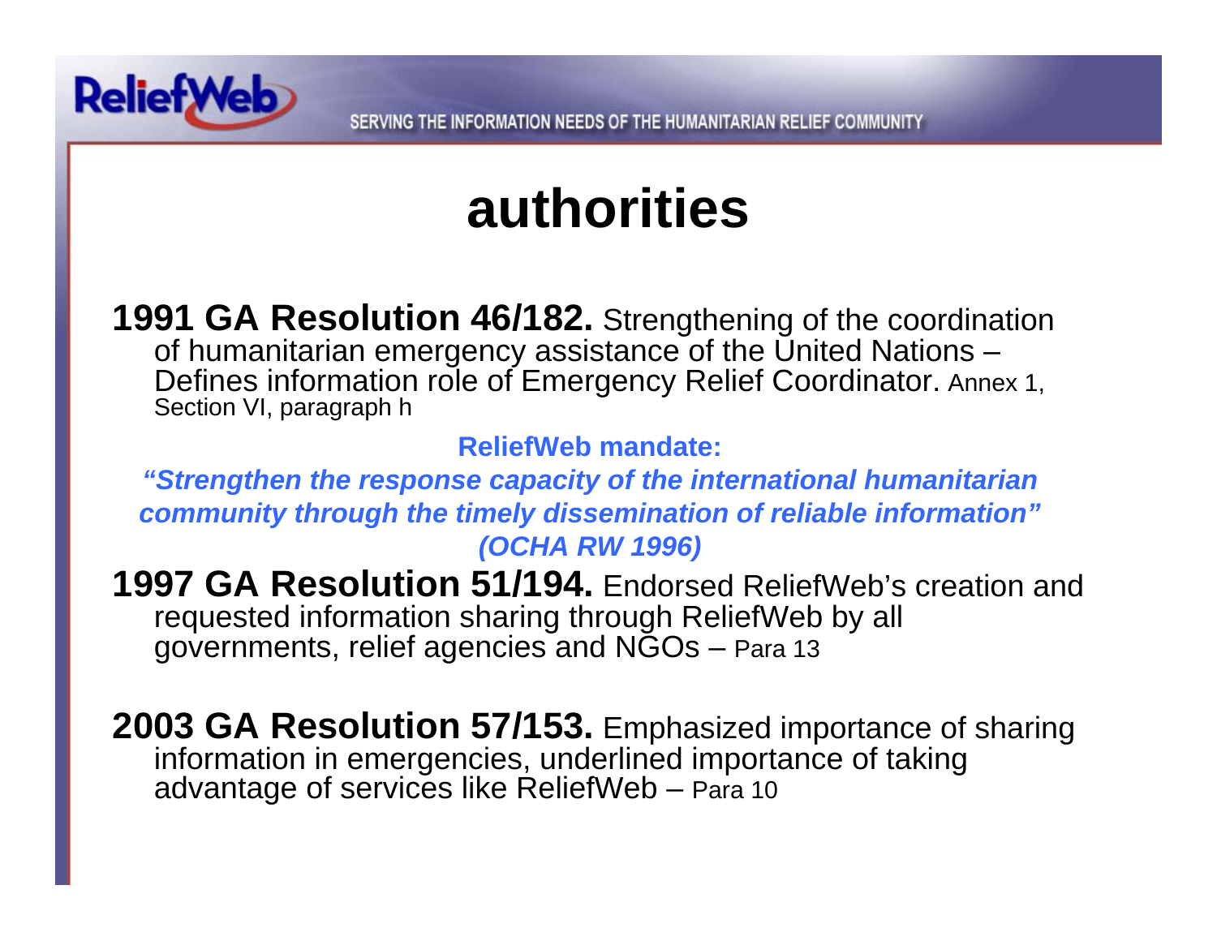# authorities

**1991 GA Resolution 46/182.** Strengthening of the coordination of humanitarian emergency assistance of the United Nations – Defines information role of Emergency Relief Coordinator. Annex 1, Section VI, paragraph h

**ReliefWeb mandate:**

***"Strengthen the response capacity of the international humanitarian community through the timely dissemination of reliable information" (OCHA RW 1996)***

**1997 GA Resolution 51/194.** Endorsed ReliefWeb's creation and requested information sharing through ReliefWeb by all governments, relief agencies and NGOs – Para 13

**2003 GA Resolution 57/153.** Emphasized importance of sharing information in emergencies, underlined importance of taking advantage of services like ReliefWeb – Para 10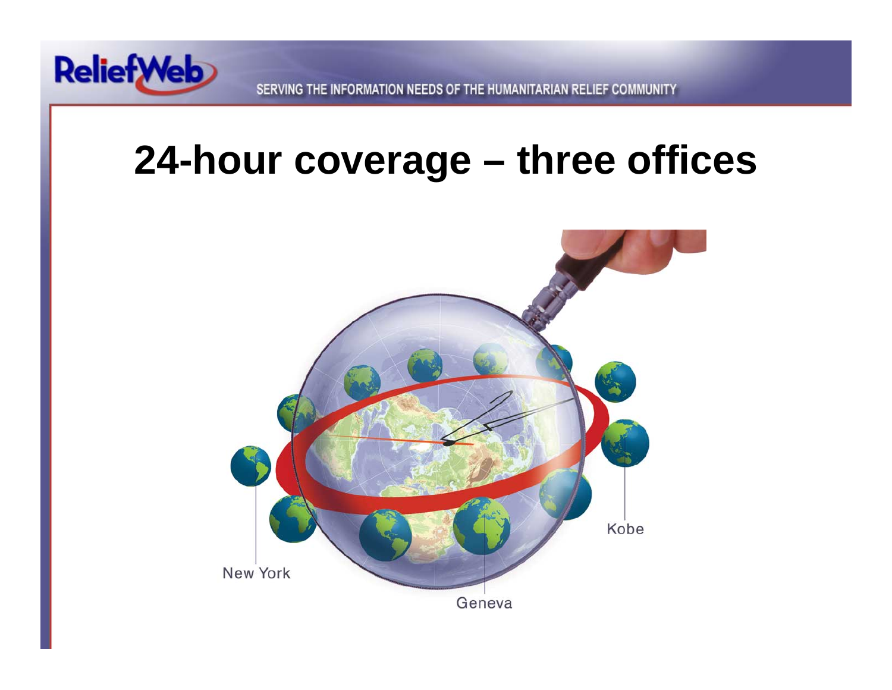# 24-hour coverage – three offices

New York

Geneva

Kobe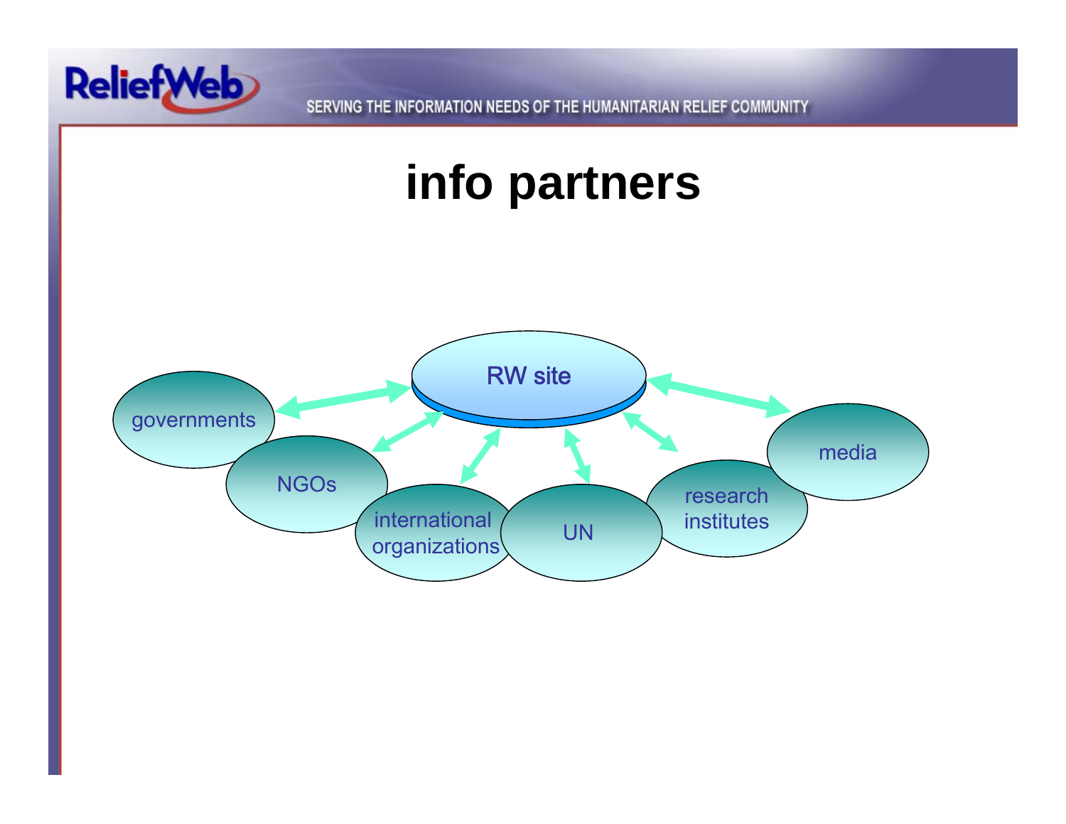# info partners

RW site

governments

NGOs

international organizations

UN

research institutes

media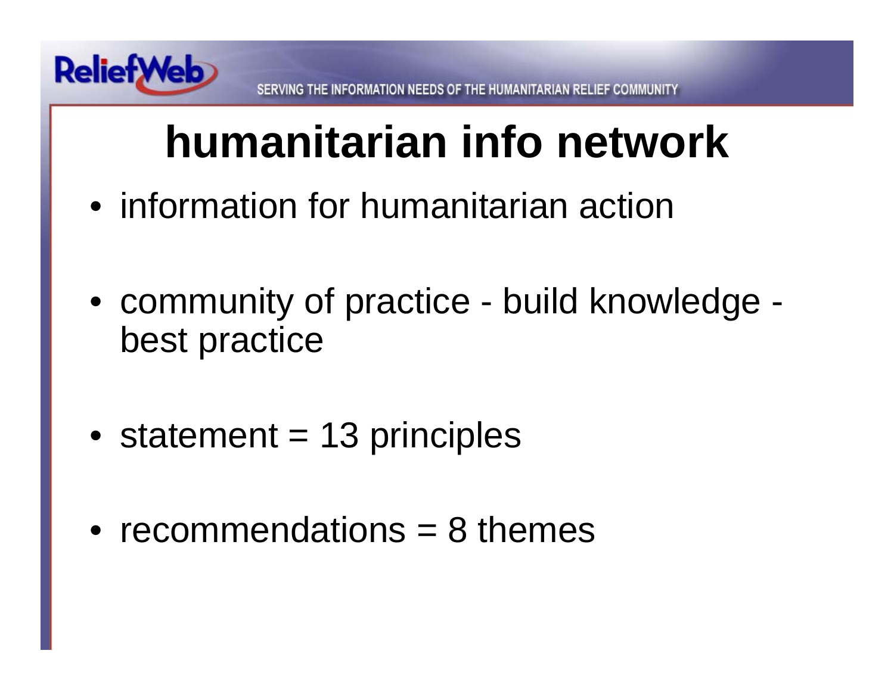# humanitarian info network

- information for humanitarian action
- community of practice - build knowledge - best practice
- statement = 13 principles
- recommendations = 8 themes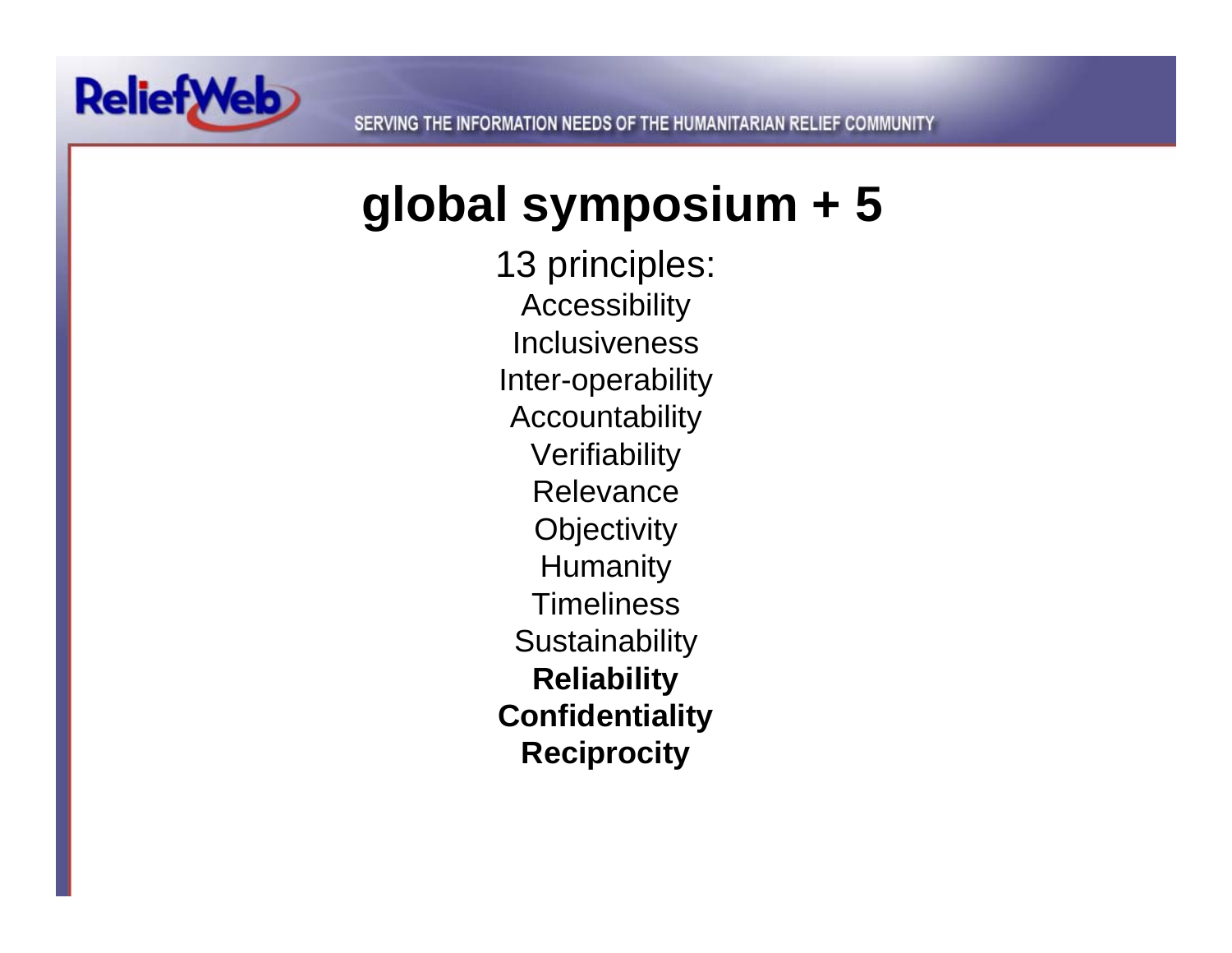# global symposium + 5

13 principles:

Accessibility
Inclusiveness
Inter-operability
Accountability
Verifiability
Relevance
Objectivity
Humanity
Timeliness
Sustainability
**Reliability**
**Confidentiality**
**Reciprocity**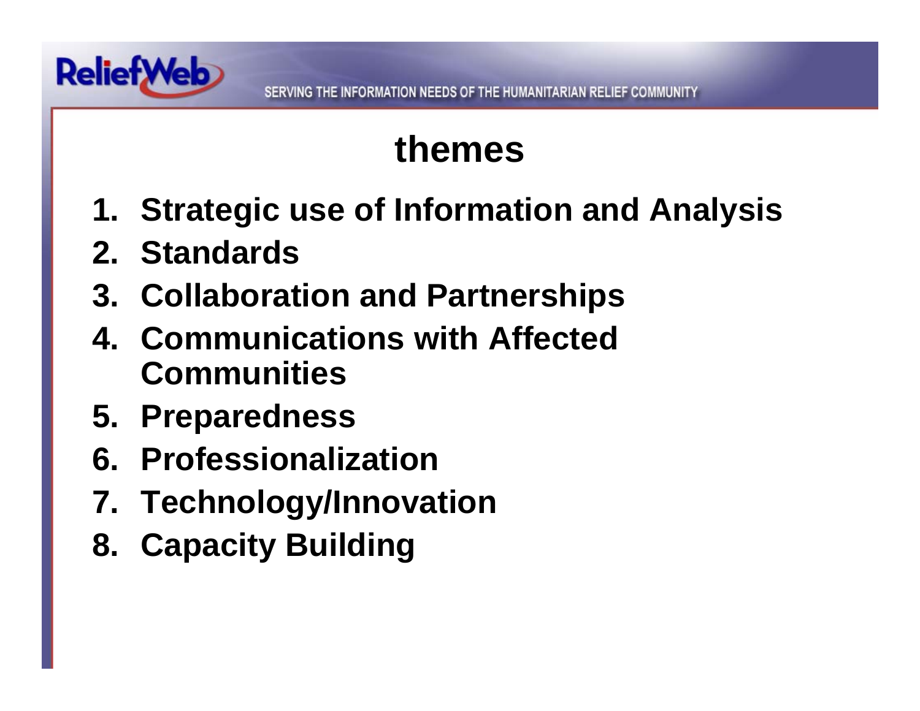# themes

1. Strategic use of Information and Analysis
2. Standards
3. Collaboration and Partnerships
4. Communications with Affected Communities
5. Preparedness
6. Professionalization
7. Technology/Innovation
8. Capacity Building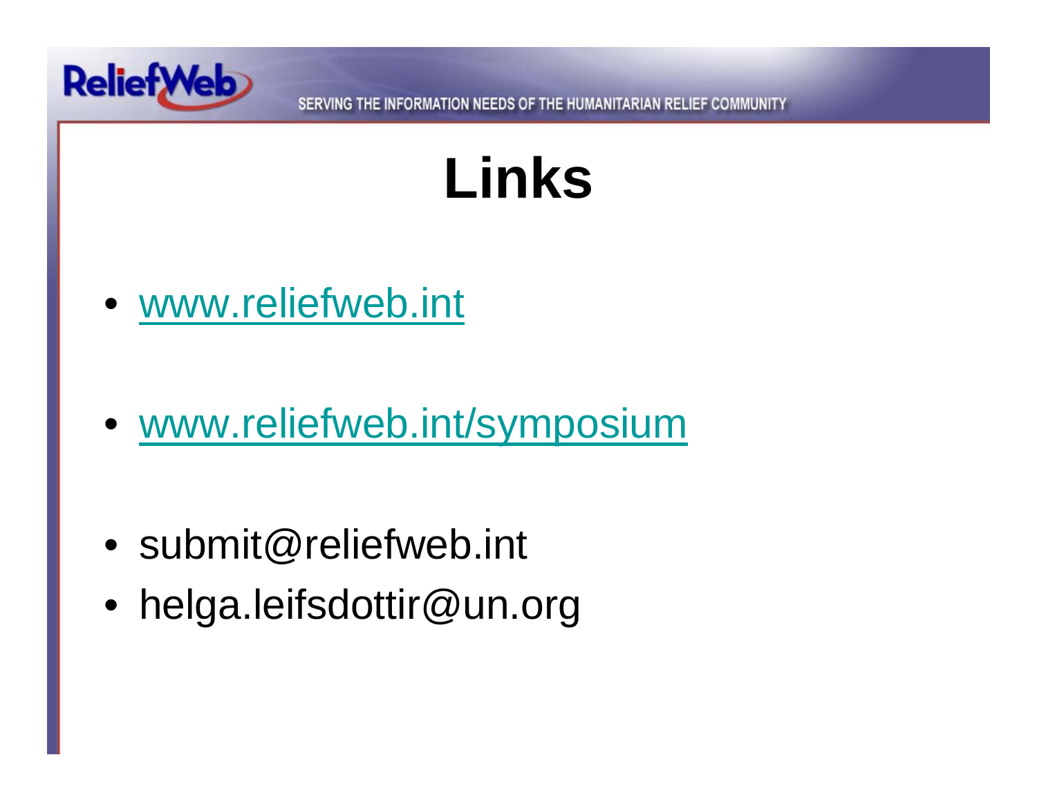# Links

- www.reliefweb.int
- www.reliefweb.int/symposium
- submit@reliefweb.int
- helga.leifsdottir@un.org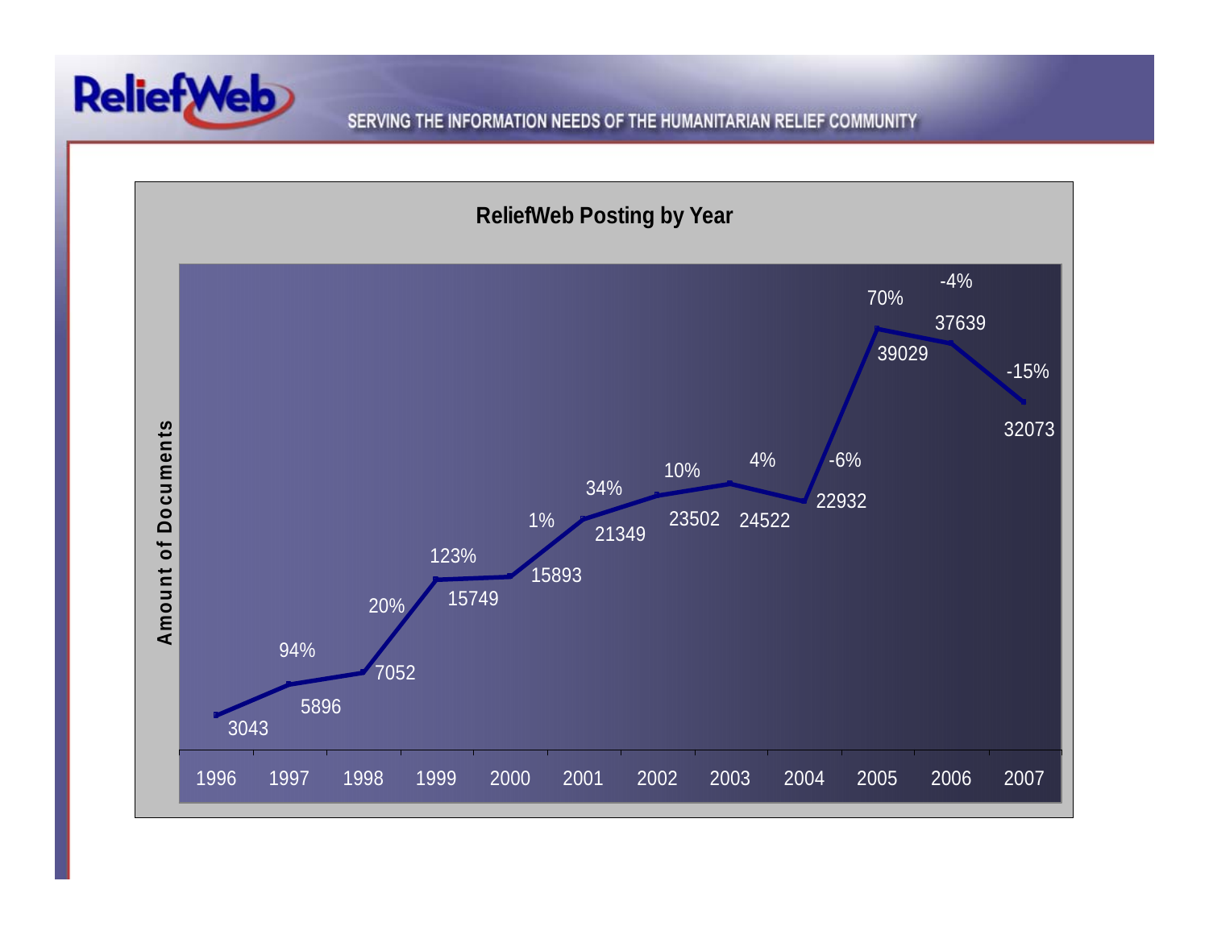ReliefWeb

SERVING THE INFORMATION NEEDS OF THE HUMANITARIAN RELIEF COMMUNITY

**ReliefWeb Posting by Year**

Amount of Documents

3043
94%
5896
20%
7052
123%
15749
1%
15893
34%
21349
10%
23502
4%
24522
-6%
22932
70%
39029
-4%
37639
-15%
32073

1996 1997 1998 1999 2000 2001 2002 2003 2004 2005 2006 2007